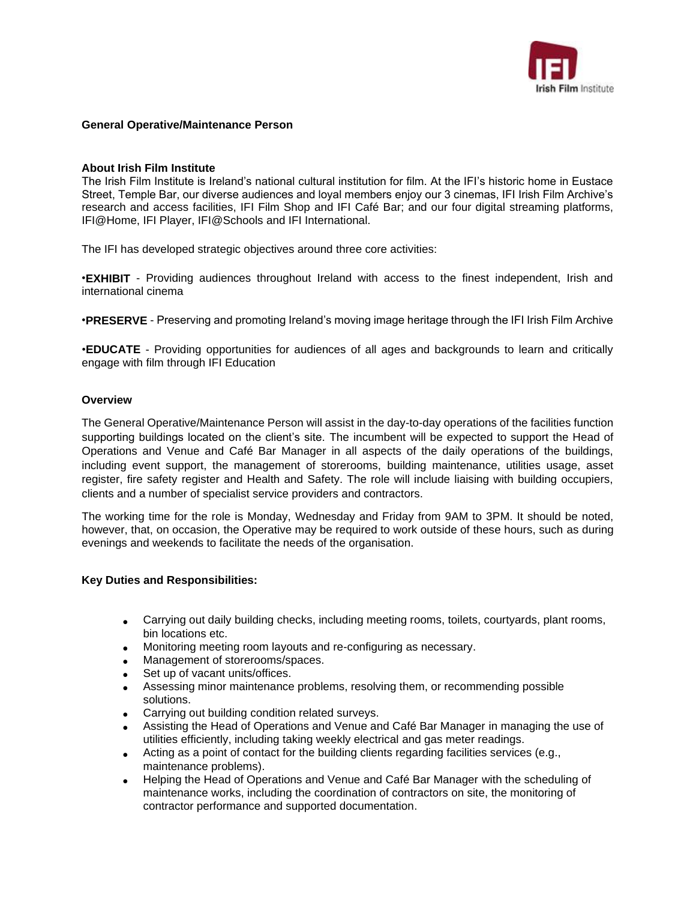**General Operative/Maintenance Person**

**About Irish Film Institute**

The Irish Film Institute is Ireland's national cultural institution for film. At the IFI's historic home in Eustace Street, Temple Bar, our diverse audiences and loyal members enjoy our 3 cinemas, IFI Irish Film Archive's research and access facilities, IFI Film Shop and IFI Café Bar; and our four digital streaming platforms, IFI@Home, IFI Player, IFI@Schools and IFI International.

The IFI has developed strategic objectives around three core activities:

•**EXHIBIT** - Providing audiences throughout Ireland with access to the finest independent, Irish and international cinema

•**PRESERVE** - Preserving and promoting Ireland's moving image heritage through the IFI Irish Film Archive

•**EDUCATE** - Providing opportunities for audiences of all ages and backgrounds to learn and critically engage with film through IFI Education

**Overview**

The General Operative/Maintenance Person will assist in the day-to-day operations of the facilities function supporting buildings located on the client's site. The incumbent will be expected to support the Head of Operations and Venue and Café Bar Manager in all aspects of the daily operations of the buildings, including event support, the management of storerooms, building maintenance, utilities usage, asset register, fire safety register and Health and Safety. The role will include liaising with building occupiers, clients and a number of specialist service providers and contractors.

The working time for the role is Monday, Wednesday and Friday from 9AM to 3PM. It should be noted, however, that, on occasion, the Operative may be required to work outside of these hours, such as during evenings and weekends to facilitate the needs of the organisation.

**Key Duties and Responsibilities:**

- Carrying out daily building checks, including meeting rooms, toilets, courtyards, plant rooms, bin locations etc.
- Monitoring meeting room layouts and re-configuring as necessary.
- Management of storerooms/spaces.
- Set up of vacant units/offices.
- Assessing minor maintenance problems, resolving them, or recommending possible solutions.
- Carrying out building condition related surveys.
- Assisting the Head of Operations and Venue and Café Bar Manager in managing the use of utilities efficiently, including taking weekly electrical and gas meter readings.
- Acting as a point of contact for the building clients regarding facilities services (e.g., maintenance problems).
- Helping the Head of Operations and Venue and Café Bar Manager with the scheduling of maintenance works, including the coordination of contractors on site, the monitoring of contractor performance and supported documentation.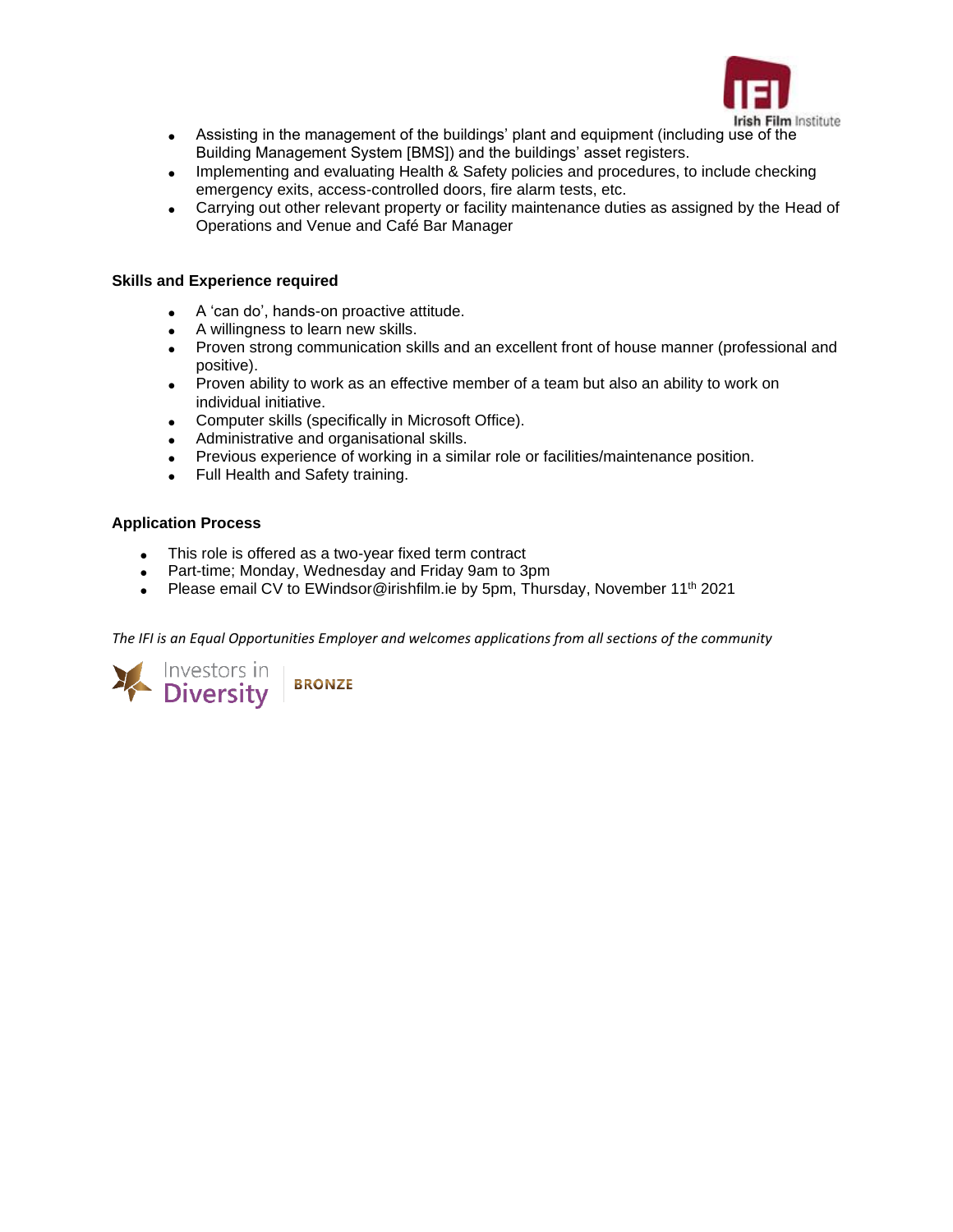- Assisting in the management of the buildings' plant and equipment (including use of the Building Management System [BMS]) and the buildings' asset registers.
- Implementing and evaluating Health & Safety policies and procedures, to include checking emergency exits, access-controlled doors, fire alarm tests, etc.
- Carrying out other relevant property or facility maintenance duties as assigned by the Head of Operations and Venue and Café Bar Manager

**Skills and Experience required**

- A 'can do', hands-on proactive attitude.
- A willingness to learn new skills.
- Proven strong communication skills and an excellent front of house manner (professional and positive).
- Proven ability to work as an effective member of a team but also an ability to work on individual initiative.
- Computer skills (specifically in Microsoft Office).
- Administrative and organisational skills.
- Previous experience of working in a similar role or facilities/maintenance position.
- Full Health and Safety training.

**Application Process**

- This role is offered as a two-year fixed term contract
- Part-time; Monday, Wednesday and Friday 9am to 3pm
- Please email CV to EWindsor@irishfilm.ie by 5pm, Thursday, November 11th 2021

*The IFI is an Equal Opportunities Employer and welcomes applications from all sections of the community*

Investors in Diversity BRONZE